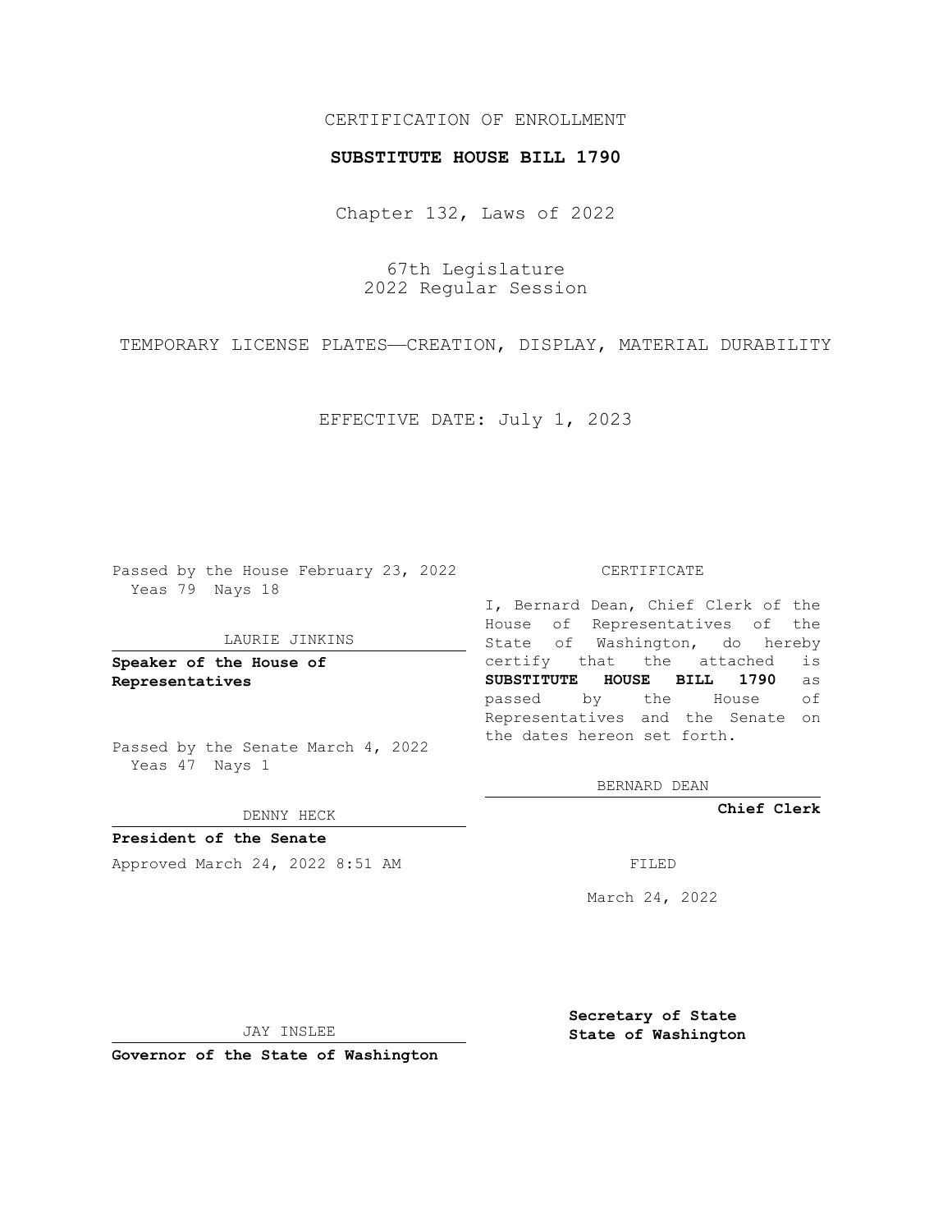CERTIFICATION OF ENROLLMENT

**SUBSTITUTE HOUSE BILL 1790**

Chapter 132, Laws of 2022

67th Legislature
2022 Regular Session

TEMPORARY LICENSE PLATES—CREATION, DISPLAY, MATERIAL DURABILITY

EFFECTIVE DATE: July 1, 2023

Passed by the House February 23, 2022
Yeas 79 Nays 18

LAURIE JINKINS

**Speaker of the House of Representatives**

Passed by the Senate March 4, 2022
Yeas 47 Nays 1

DENNY HECK

**President of the Senate**

Approved March 24, 2022 8:51 AM

JAY INSLEE

**Governor of the State of Washington**

CERTIFICATE

I, Bernard Dean, Chief Clerk of the House of Representatives of the State of Washington, do hereby certify that the attached is **SUBSTITUTE HOUSE BILL 1790** as passed by the House of Representatives and the Senate on the dates hereon set forth.

BERNARD DEAN

**Chief Clerk**

FILED

March 24, 2022

**Secretary of State**
**State of Washington**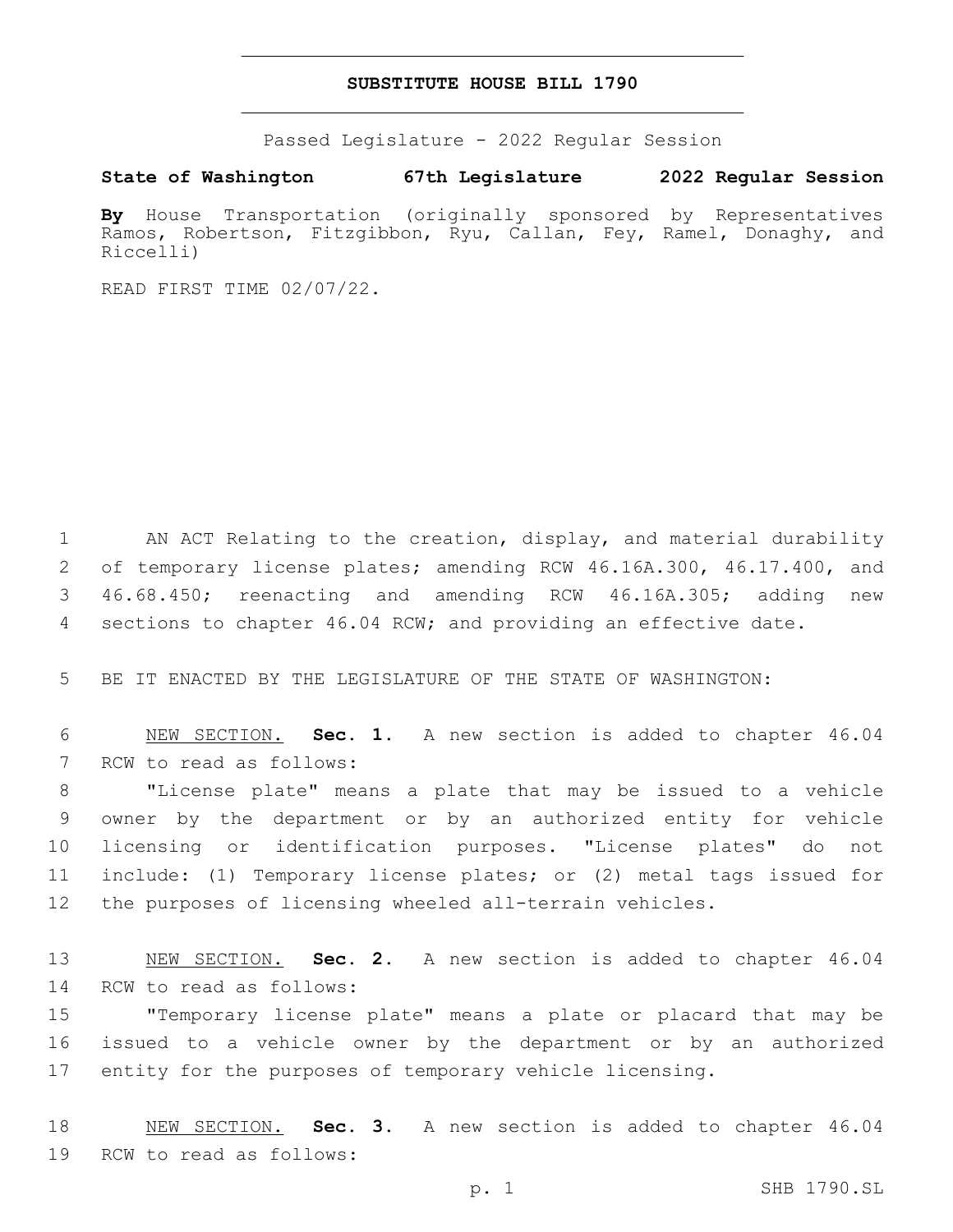# SUBSTITUTE HOUSE BILL 1790

Passed Legislature - 2022 Regular Session

**State of Washington 67th Legislature 2022 Regular Session**

**By** House Transportation (originally sponsored by Representatives Ramos, Robertson, Fitzgibbon, Ryu, Callan, Fey, Ramel, Donaghy, and Riccelli)

READ FIRST TIME 02/07/22.

1 AN ACT Relating to the creation, display, and material durability
2 of temporary license plates; amending RCW 46.16A.300, 46.17.400, and
3 46.68.450; reenacting and amending RCW 46.16A.305; adding new
4 sections to chapter 46.04 RCW; and providing an effective date.

5 BE IT ENACTED BY THE LEGISLATURE OF THE STATE OF WASHINGTON:

6 NEW SECTION. **Sec. 1.** A new section is added to chapter 46.04
7 RCW to read as follows:

8 "License plate" means a plate that may be issued to a vehicle
9 owner by the department or by an authorized entity for vehicle
10 licensing or identification purposes. "License plates" do not
11 include: (1) Temporary license plates; or (2) metal tags issued for
12 the purposes of licensing wheeled all-terrain vehicles.

13 NEW SECTION. **Sec. 2.** A new section is added to chapter 46.04
14 RCW to read as follows:

15 "Temporary license plate" means a plate or placard that may be
16 issued to a vehicle owner by the department or by an authorized
17 entity for the purposes of temporary vehicle licensing.

18 NEW SECTION. **Sec. 3.** A new section is added to chapter 46.04
19 RCW to read as follows: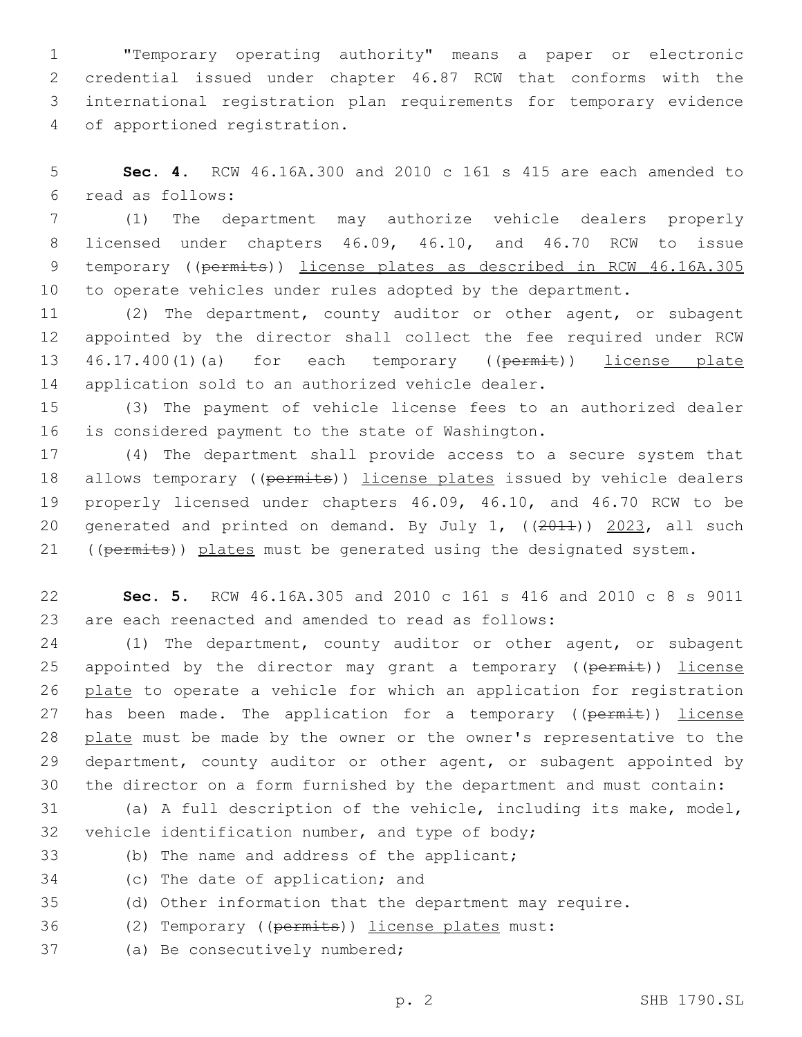"Temporary operating authority" means a paper or electronic credential issued under chapter 46.87 RCW that conforms with the international registration plan requirements for temporary evidence of apportioned registration.

**Sec. 4.** RCW 46.16A.300 and 2010 c 161 s 415 are each amended to read as follows:

(1) The department may authorize vehicle dealers properly licensed under chapters 46.09, 46.10, and 46.70 RCW to issue temporary ((~~permits~~)) <u>license plates as described in RCW 46.16A.305</u> to operate vehicles under rules adopted by the department.

(2) The department, county auditor or other agent, or subagent appointed by the director shall collect the fee required under RCW 46.17.400(1)(a) for each temporary ((~~permit~~)) <u>license plate</u> application sold to an authorized vehicle dealer.

(3) The payment of vehicle license fees to an authorized dealer is considered payment to the state of Washington.

(4) The department shall provide access to a secure system that allows temporary ((~~permits~~)) <u>license plates</u> issued by vehicle dealers properly licensed under chapters 46.09, 46.10, and 46.70 RCW to be generated and printed on demand. By July 1, ((~~2011~~)) <u>2023</u>, all such ((~~permits~~)) <u>plates</u> must be generated using the designated system.

**Sec. 5.** RCW 46.16A.305 and 2010 c 161 s 416 and 2010 c 8 s 9011 are each reenacted and amended to read as follows:

(1) The department, county auditor or other agent, or subagent appointed by the director may grant a temporary ((~~permit~~)) <u>license plate</u> to operate a vehicle for which an application for registration has been made. The application for a temporary ((~~permit~~)) <u>license plate</u> must be made by the owner or the owner's representative to the department, county auditor or other agent, or subagent appointed by the director on a form furnished by the department and must contain:

(a) A full description of the vehicle, including its make, model, vehicle identification number, and type of body;

(b) The name and address of the applicant;

(c) The date of application; and

(d) Other information that the department may require.

(2) Temporary ((~~permits~~)) <u>license plates</u> must:

(a) Be consecutively numbered;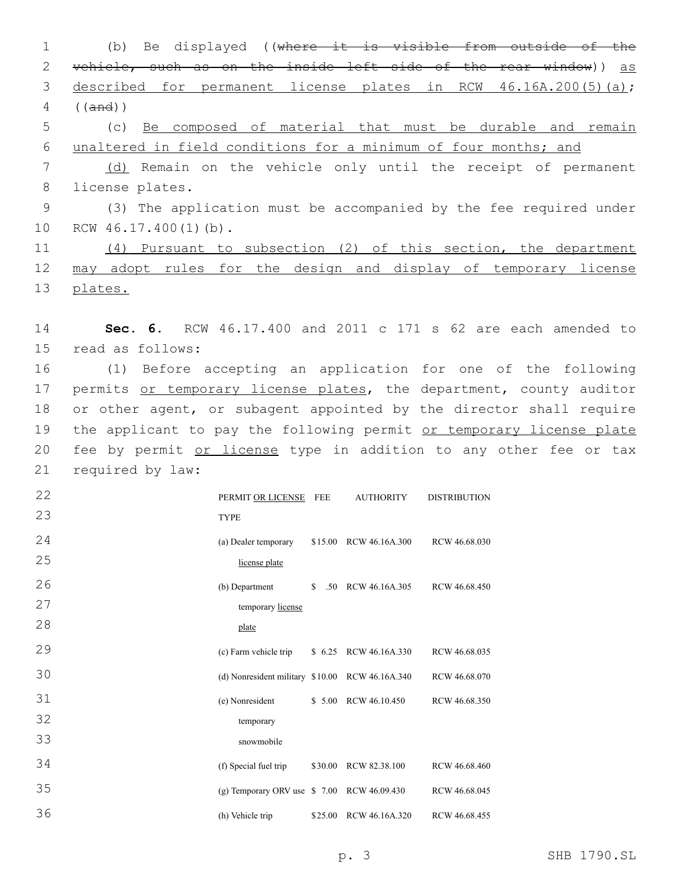(b) Be displayed ((~~where it is visible from outside of the vehicle, such as on the inside left side of the rear window~~)) <u>as described for permanent license plates in RCW 46.16A.200(5)(a)</u>; ((~~and~~))

(c) <u>Be composed of material that must be durable and remain unaltered in field conditions for a minimum of four months; and</u>

<u>(d)</u> Remain on the vehicle only until the receipt of permanent license plates.

(3) The application must be accompanied by the fee required under RCW 46.17.400(1)(b).

<u>(4) Pursuant to subsection (2) of this section, the department may adopt rules for the design and display of temporary license plates.</u>

**Sec. 6.** RCW 46.17.400 and 2011 c 171 s 62 are each amended to read as follows:

(1) Before accepting an application for one of the following permits <u>or temporary license plates</u>, the department, county auditor or other agent, or subagent appointed by the director shall require the applicant to pay the following permit <u>or temporary license plate</u> fee by permit <u>or license</u> type in addition to any other fee or tax required by law:

| PERMIT <u>OR LICENSE</u> TYPE | FEE | AUTHORITY | DISTRIBUTION |
|---|---|---|---|
| (a) Dealer temporary <u>license plate</u> | $15.00 | RCW 46.16A.300 | RCW 46.68.030 |
| (b) Department temporary <u>license plate</u> | $ .50 | RCW 46.16A.305 | RCW 46.68.450 |
| (c) Farm vehicle trip | $ 6.25 | RCW 46.16A.330 | RCW 46.68.035 |
| (d) Nonresident military | $10.00 | RCW 46.16A.340 | RCW 46.68.070 |
| (e) Nonresident temporary snowmobile | $ 5.00 | RCW 46.10.450 | RCW 46.68.350 |
| (f) Special fuel trip | $30.00 | RCW 82.38.100 | RCW 46.68.460 |
| (g) Temporary ORV use | $ 7.00 | RCW 46.09.430 | RCW 46.68.045 |
| (h) Vehicle trip | $25.00 | RCW 46.16A.320 | RCW 46.68.455 |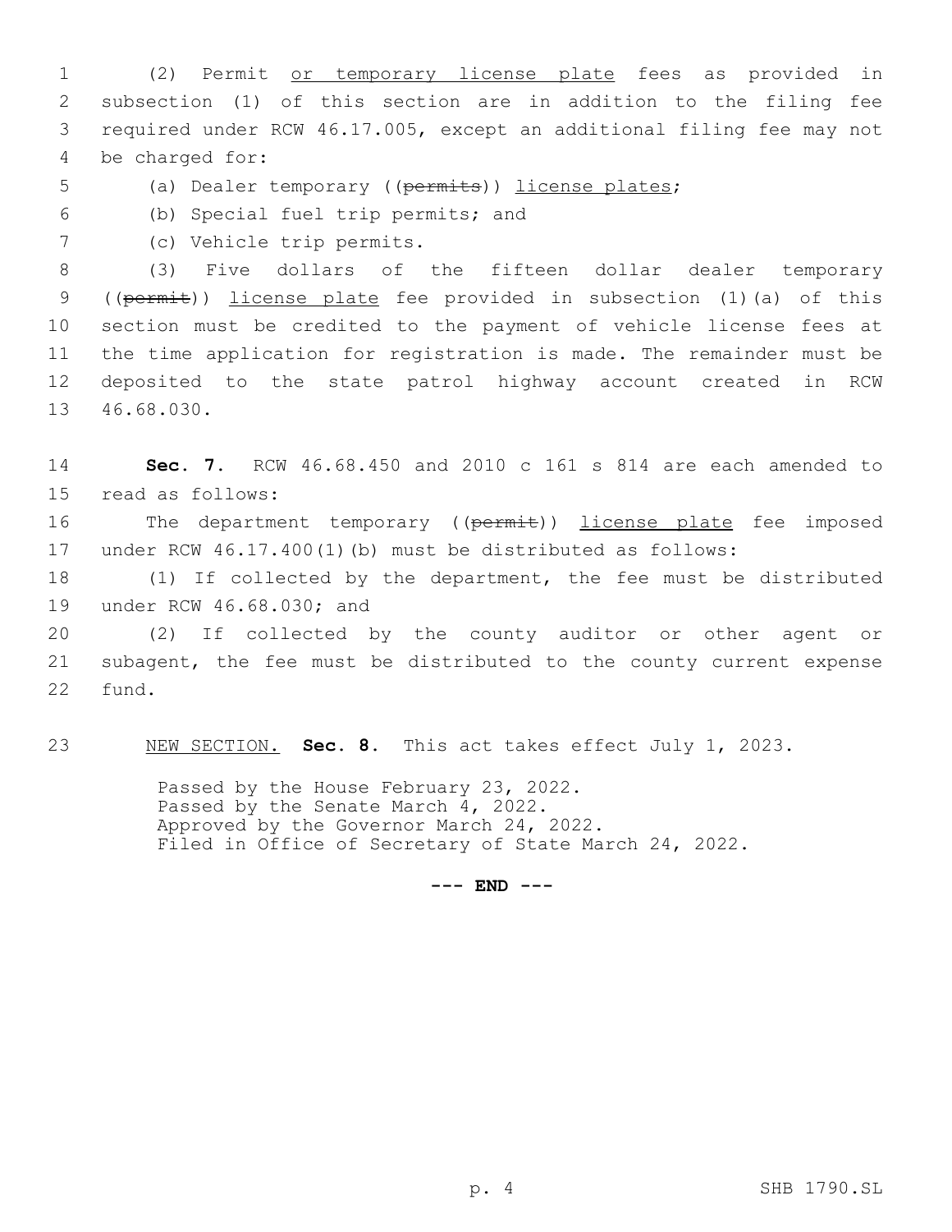(2) Permit <u>or temporary license plate</u> fees as provided in subsection (1) of this section are in addition to the filing fee required under RCW 46.17.005, except an additional filing fee may not be charged for:

(a) Dealer temporary ((~~permits~~)) <u>license plates</u>;

(b) Special fuel trip permits; and

(c) Vehicle trip permits.

(3) Five dollars of the fifteen dollar dealer temporary ((~~permit~~)) <u>license plate</u> fee provided in subsection (1)(a) of this section must be credited to the payment of vehicle license fees at the time application for registration is made. The remainder must be deposited to the state patrol highway account created in RCW 46.68.030.

**Sec. 7.** RCW 46.68.450 and 2010 c 161 s 814 are each amended to read as follows:

The department temporary ((~~permit~~)) <u>license plate</u> fee imposed under RCW 46.17.400(1)(b) must be distributed as follows:

(1) If collected by the department, the fee must be distributed under RCW 46.68.030; and

(2) If collected by the county auditor or other agent or subagent, the fee must be distributed to the county current expense fund.

<u>NEW SECTION.</u> **Sec. 8.** This act takes effect July 1, 2023.

Passed by the House February 23, 2022.
Passed by the Senate March 4, 2022.
Approved by the Governor March 24, 2022.
Filed in Office of Secretary of State March 24, 2022.

**--- END ---**